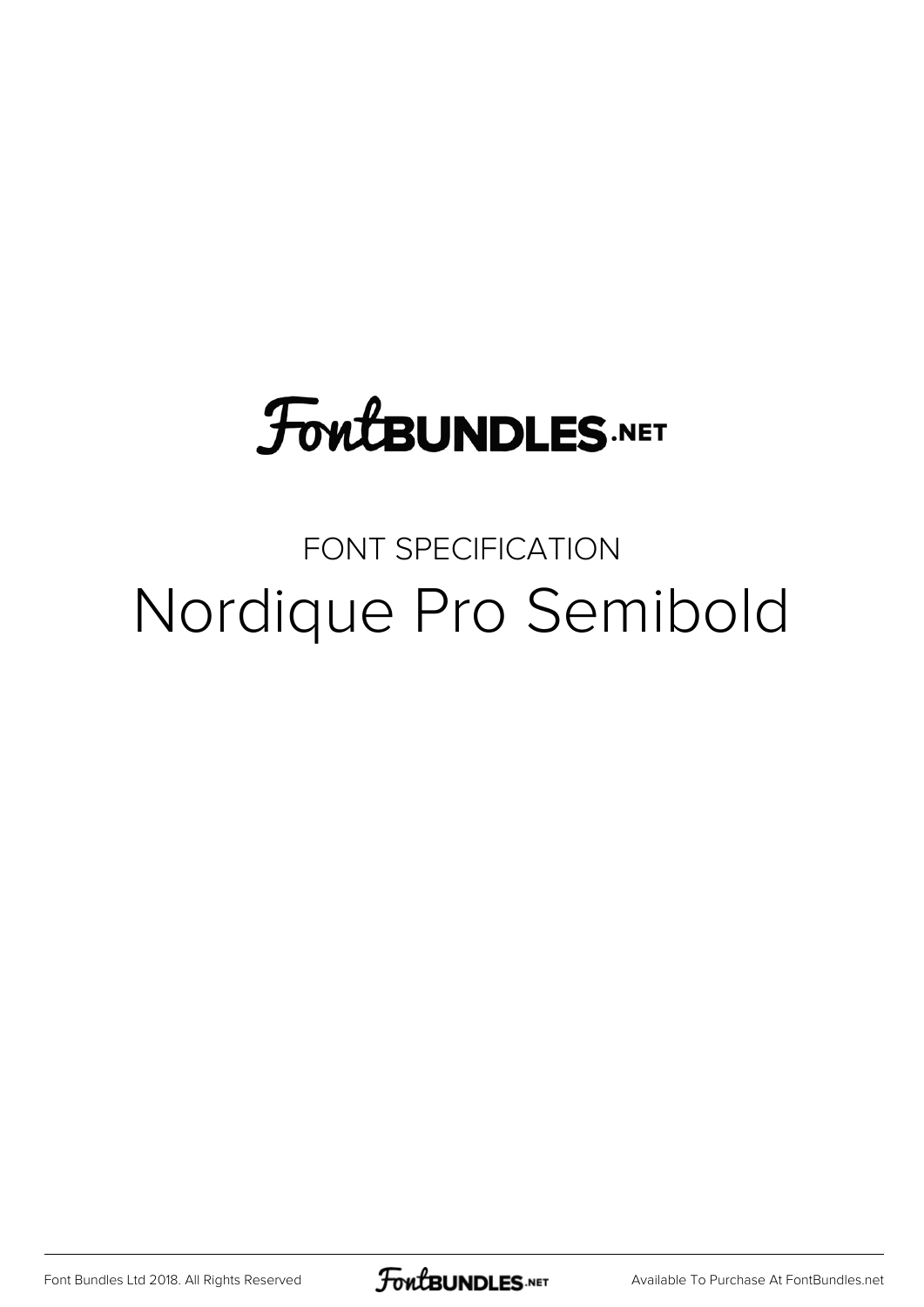FontBUNDLES.NET

FONT SPECIFICATION

# Nordique Pro Semibold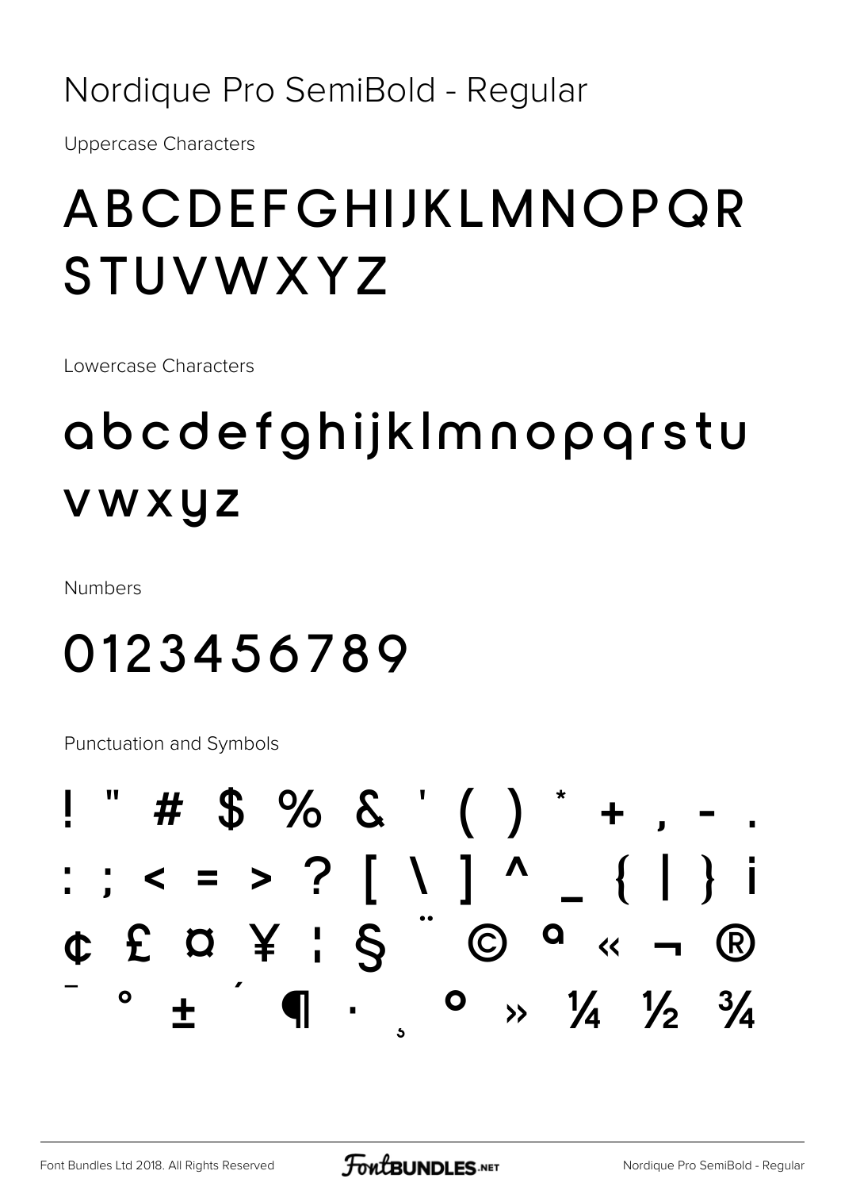# Nordique Pro SemiBold - Regular

Uppercase Characters

## ABCDEFGHIJKLMNOPQR STUVWXYZ

Lowercase Characters

## abcdefghijklmnopqrstu vwxyz

Numbers

## 0123456789

Punctuation and Symbols

## ! " # $ % & ' ( ) * + , - . : ; < = > ? [ \ ] ^ _ { | } ¡ ¢ £ ¤ ¥ ¦ § ¨ © ª « ¬ ® ¯ ° ± ´ ¶ · ¸ º » ¼ ½ ¾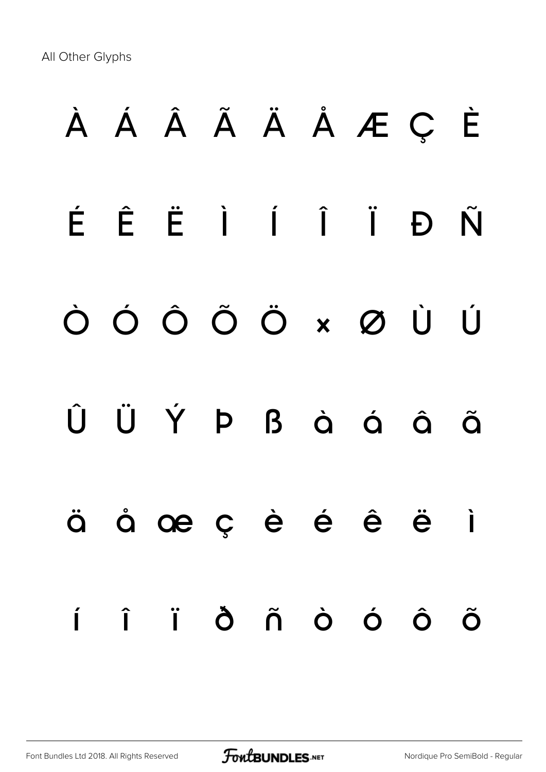All Other Glyphs

À Á Â Ã Ä Å Æ Ç È

É Ê Ë Ì Í Î Ï Ð Ñ

Ò Ó Ô Õ Ö × Ø Ù Ú

Û Ü Ý Þ ß à á â ã

ä å æ ç è é ê ë ì

í î ï ð ñ ò ó ô õ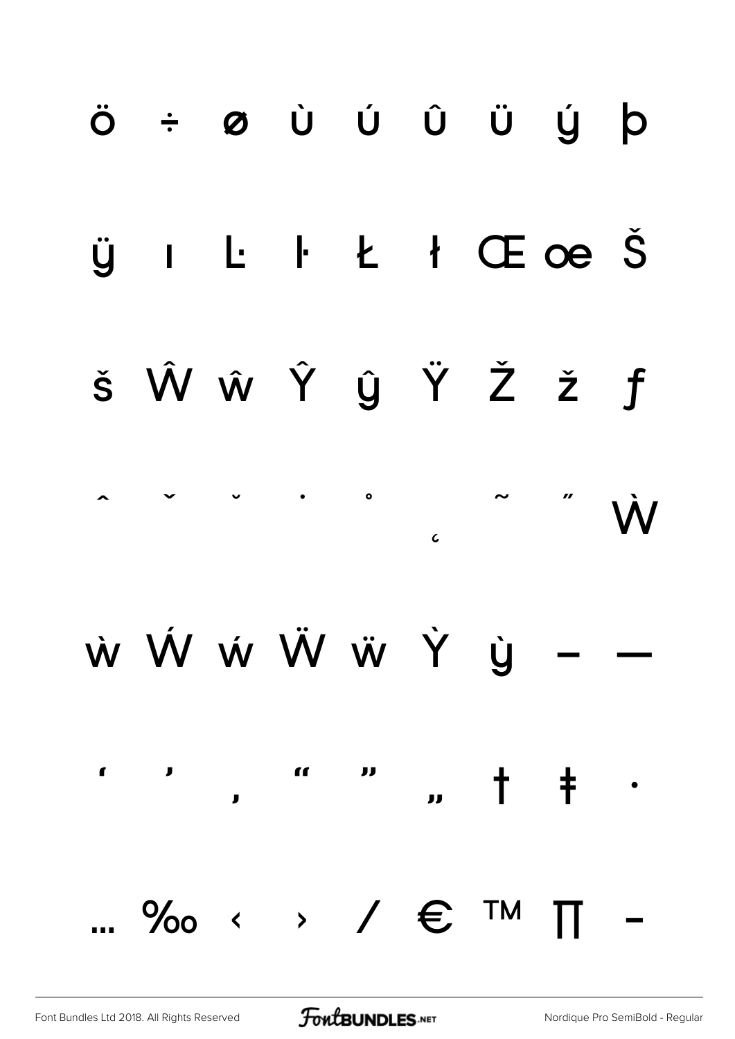ö ÷ ø ù ú û ü ý þ

ÿ ı Ŀ ŀ Ł ł Œ œ Š

š Ŵ ŵ Ŷ ŷ Ÿ Ž ž ƒ

ˆ ˇ ˘ ˙ ˚ ˛ ˜ ˝ Ẁ

ẁ Ẃ ẃ Ẅ ẅ Ỳ ỳ – —

‘ ’ ‚ “ ” „ † ‡ •

… ‰ ‹ › ⁄ € ™ ∏ −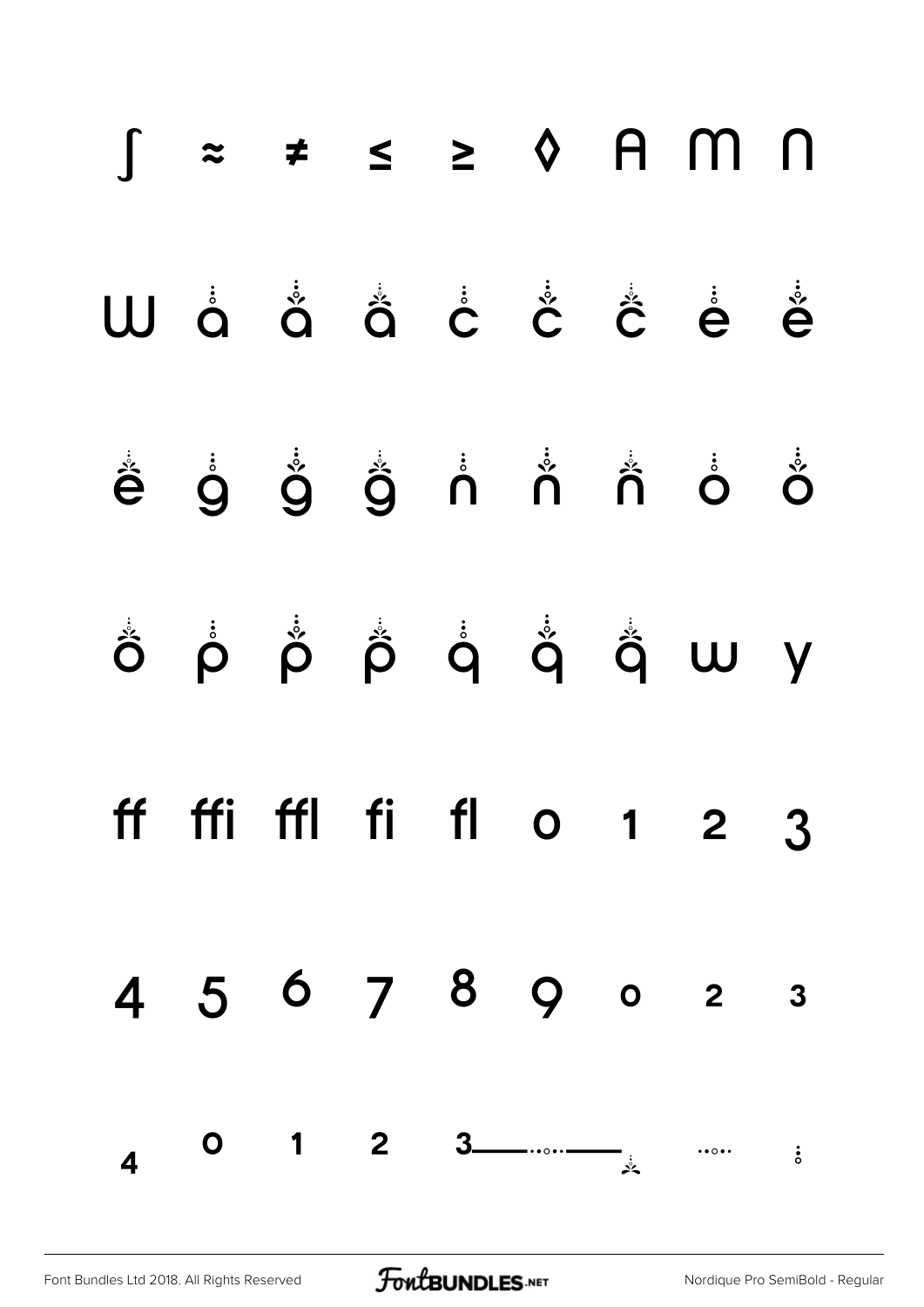∫ ≈ ≠ ≤ ≥ ◊ A M N

W ȧ ȧ ȧ ċ ċ ċ ė ė

ė ġ ġ ġ ṅ ṅ ṅ ȯ ȯ

ȯ ṗ ṗ ṗ q̇ q̇ q̇ w y

ff ffi ffl fi fl 0 1 2 3

4 5 6 7 8 9 0 2 3

4 0 1 2 3 — ··○·· — ·̊· ··○·· ⁝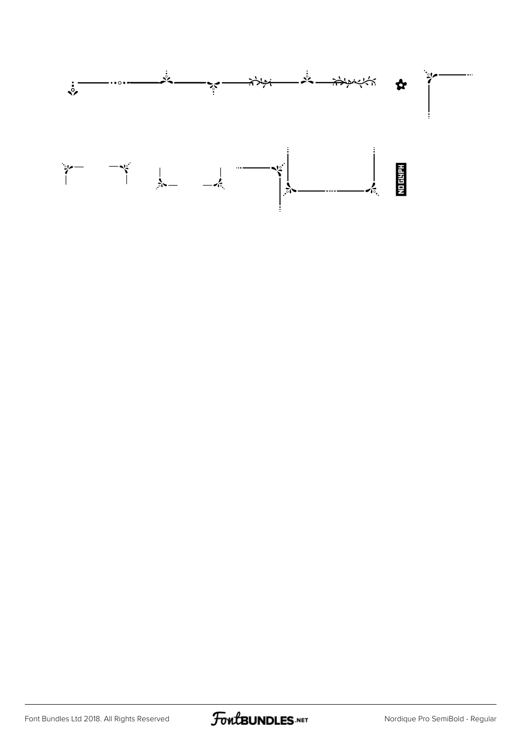NO GLYPH